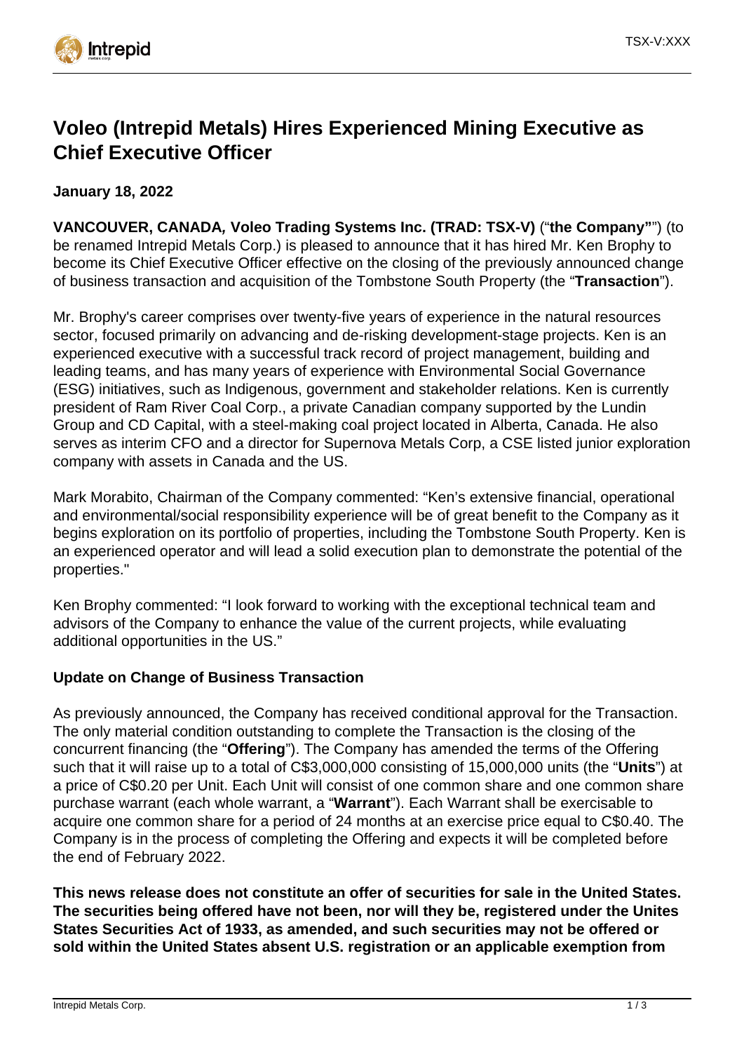# Voleo (Intrepid Metals) Hires Experienced Mining Executive as Chief Executive Officer

**January 18, 2022**

**VANCOUVER, CANADA, Voleo Trading Systems Inc. (TRAD: TSX-V)** ("**the Company"**") (to be renamed Intrepid Metals Corp.) is pleased to announce that it has hired Mr. Ken Brophy to become its Chief Executive Officer effective on the closing of the previously announced change of business transaction and acquisition of the Tombstone South Property (the "**Transaction**").

Mr. Brophy's career comprises over twenty-five years of experience in the natural resources sector, focused primarily on advancing and de-risking development-stage projects. Ken is an experienced executive with a successful track record of project management, building and leading teams, and has many years of experience with Environmental Social Governance (ESG) initiatives, such as Indigenous, government and stakeholder relations. Ken is currently president of Ram River Coal Corp., a private Canadian company supported by the Lundin Group and CD Capital, with a steel-making coal project located in Alberta, Canada. He also serves as interim CFO and a director for Supernova Metals Corp, a CSE listed junior exploration company with assets in Canada and the US.

Mark Morabito, Chairman of the Company commented: "Ken's extensive financial, operational and environmental/social responsibility experience will be of great benefit to the Company as it begins exploration on its portfolio of properties, including the Tombstone South Property. Ken is an experienced operator and will lead a solid execution plan to demonstrate the potential of the properties."

Ken Brophy commented: "I look forward to working with the exceptional technical team and advisors of the Company to enhance the value of the current projects, while evaluating additional opportunities in the US."

**Update on Change of Business Transaction**

As previously announced, the Company has received conditional approval for the Transaction. The only material condition outstanding to complete the Transaction is the closing of the concurrent financing (the "**Offering**"). The Company has amended the terms of the Offering such that it will raise up to a total of C$3,000,000 consisting of 15,000,000 units (the "**Units**") at a price of C$0.20 per Unit. Each Unit will consist of one common share and one common share purchase warrant (each whole warrant, a "**Warrant**"). Each Warrant shall be exercisable to acquire one common share for a period of 24 months at an exercise price equal to C$0.40. The Company is in the process of completing the Offering and expects it will be completed before the end of February 2022.

**This news release does not constitute an offer of securities for sale in the United States. The securities being offered have not been, nor will they be, registered under the Unites States Securities Act of 1933, as amended, and such securities may not be offered or sold within the United States absent U.S. registration or an applicable exemption from**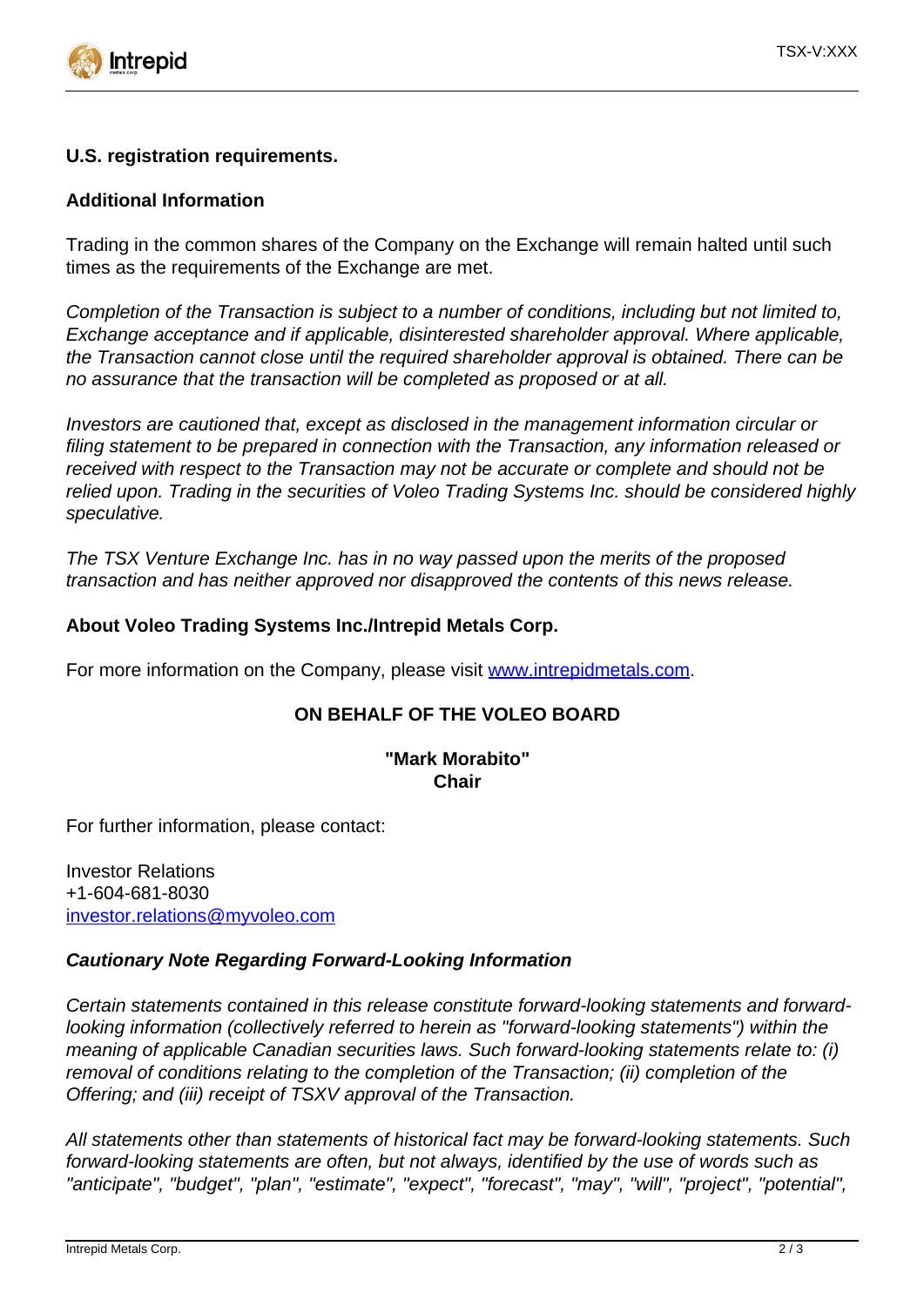**U.S. registration requirements.**

**Additional Information**

Trading in the common shares of the Company on the Exchange will remain halted until such times as the requirements of the Exchange are met.

*Completion of the Transaction is subject to a number of conditions, including but not limited to, Exchange acceptance and if applicable, disinterested shareholder approval. Where applicable, the Transaction cannot close until the required shareholder approval is obtained. There can be no assurance that the transaction will be completed as proposed or at all.*

*Investors are cautioned that, except as disclosed in the management information circular or filing statement to be prepared in connection with the Transaction, any information released or received with respect to the Transaction may not be accurate or complete and should not be relied upon. Trading in the securities of Voleo Trading Systems Inc. should be considered highly speculative.*

*The TSX Venture Exchange Inc. has in no way passed upon the merits of the proposed transaction and has neither approved nor disapproved the contents of this news release.*

**About Voleo Trading Systems Inc./Intrepid Metals Corp.**

For more information on the Company, please visit [www.intrepidmetals.com](http://www.intrepidmetals.com).

**ON BEHALF OF THE VOLEO BOARD**

**"Mark Morabito"**
**Chair**

For further information, please contact:

Investor Relations
+1-604-681-8030
[investor.relations@myvoleo.com](mailto:investor.relations@myvoleo.com)

***Cautionary Note Regarding Forward-Looking Information***

*Certain statements contained in this release constitute forward-looking statements and forward-looking information (collectively referred to herein as "forward-looking statements") within the meaning of applicable Canadian securities laws. Such forward-looking statements relate to: (i) removal of conditions relating to the completion of the Transaction; (ii) completion of the Offering; and (iii) receipt of TSXV approval of the Transaction.*

*All statements other than statements of historical fact may be forward-looking statements. Such forward-looking statements are often, but not always, identified by the use of words such as "anticipate", "budget", "plan", "estimate", "expect", "forecast", "may", "will", "project", "potential",*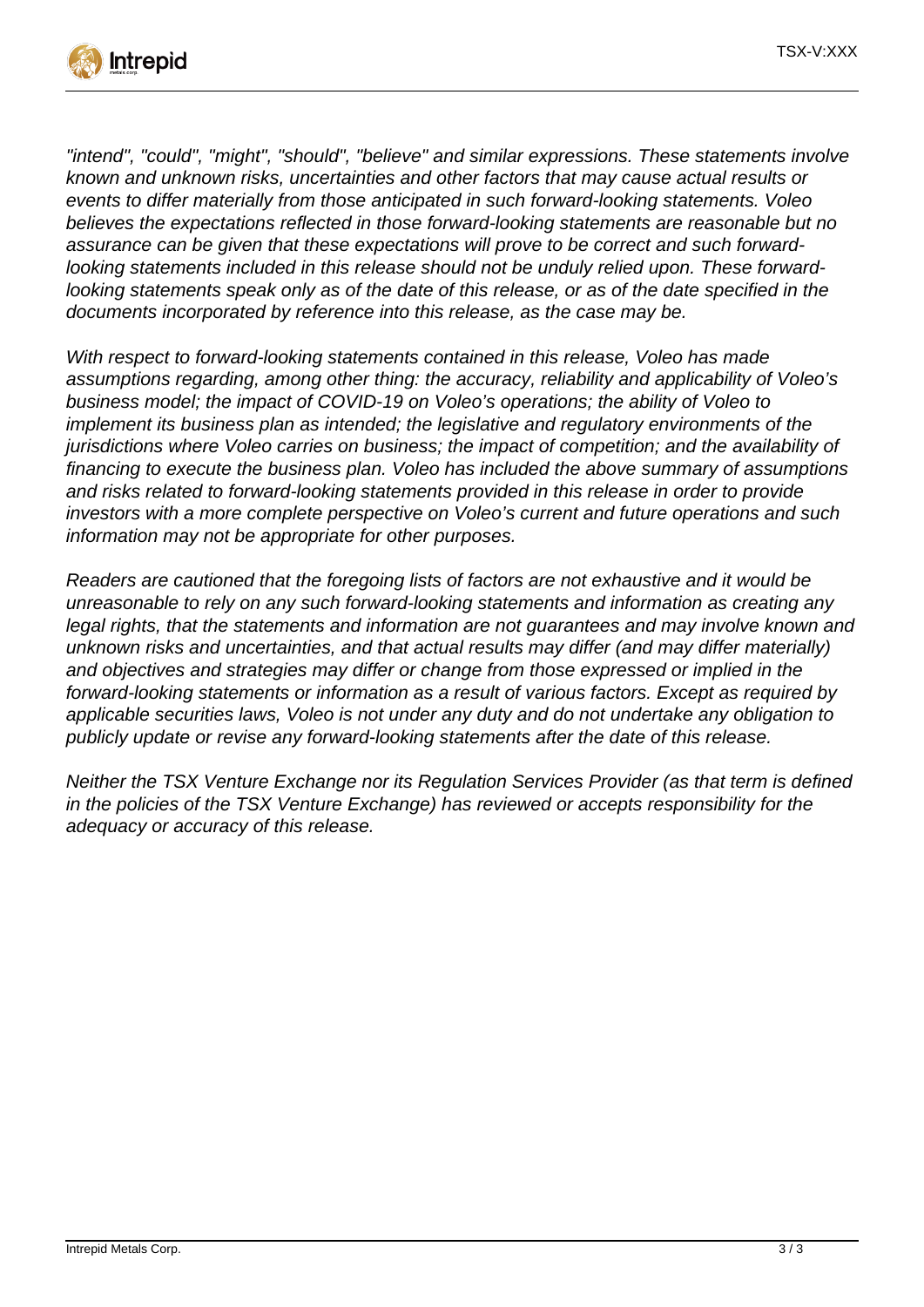*"intend", "could", "might", "should", "believe" and similar expressions. These statements involve known and unknown risks, uncertainties and other factors that may cause actual results or events to differ materially from those anticipated in such forward-looking statements. Voleo believes the expectations reflected in those forward-looking statements are reasonable but no assurance can be given that these expectations will prove to be correct and such forward-looking statements included in this release should not be unduly relied upon. These forward-looking statements speak only as of the date of this release, or as of the date specified in the documents incorporated by reference into this release, as the case may be.*

*With respect to forward-looking statements contained in this release, Voleo has made assumptions regarding, among other thing: the accuracy, reliability and applicability of Voleo's business model; the impact of COVID-19 on Voleo's operations; the ability of Voleo to implement its business plan as intended; the legislative and regulatory environments of the jurisdictions where Voleo carries on business; the impact of competition; and the availability of financing to execute the business plan. Voleo has included the above summary of assumptions and risks related to forward-looking statements provided in this release in order to provide investors with a more complete perspective on Voleo's current and future operations and such information may not be appropriate for other purposes.*

*Readers are cautioned that the foregoing lists of factors are not exhaustive and it would be unreasonable to rely on any such forward-looking statements and information as creating any legal rights, that the statements and information are not guarantees and may involve known and unknown risks and uncertainties, and that actual results may differ (and may differ materially) and objectives and strategies may differ or change from those expressed or implied in the forward-looking statements or information as a result of various factors. Except as required by applicable securities laws, Voleo is not under any duty and do not undertake any obligation to publicly update or revise any forward-looking statements after the date of this release.*

*Neither the TSX Venture Exchange nor its Regulation Services Provider (as that term is defined in the policies of the TSX Venture Exchange) has reviewed or accepts responsibility for the adequacy or accuracy of this release.*